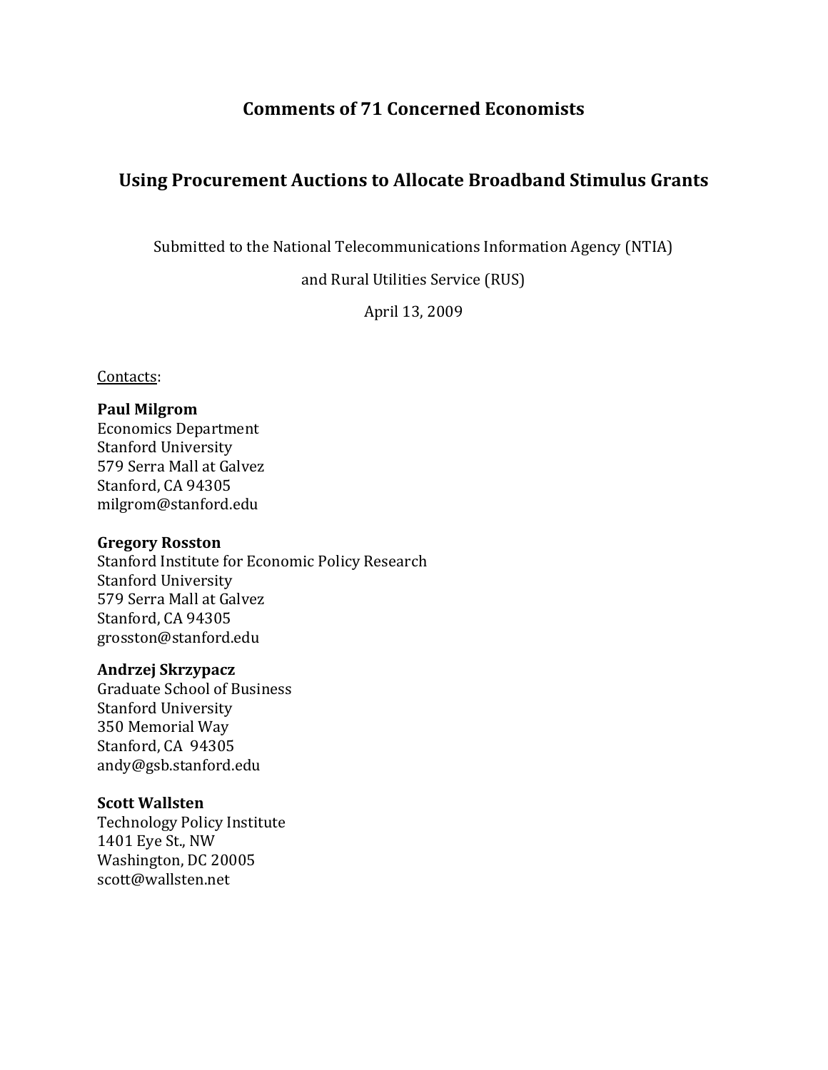# Comments of 71 Concerned Economists

## Using Procurement Auctions to Allocate Broadband Stimulus Grants

Submitted to the National Telecommunications Information Agency (NTIA)

and Rural Utilities Service (RUS)

April 13, 2009

Contacts:

**Paul Milgrom**
Economics Department
Stanford University
579 Serra Mall at Galvez
Stanford, CA 94305
milgrom@stanford.edu

**Gregory Rosston**
Stanford Institute for Economic Policy Research
Stanford University
579 Serra Mall at Galvez
Stanford, CA 94305
grosston@stanford.edu

**Andrzej Skrzypacz**
Graduate School of Business
Stanford University
350 Memorial Way
Stanford, CA 94305
andy@gsb.stanford.edu

**Scott Wallsten**
Technology Policy Institute
1401 Eye St., NW
Washington, DC 20005
scott@wallsten.net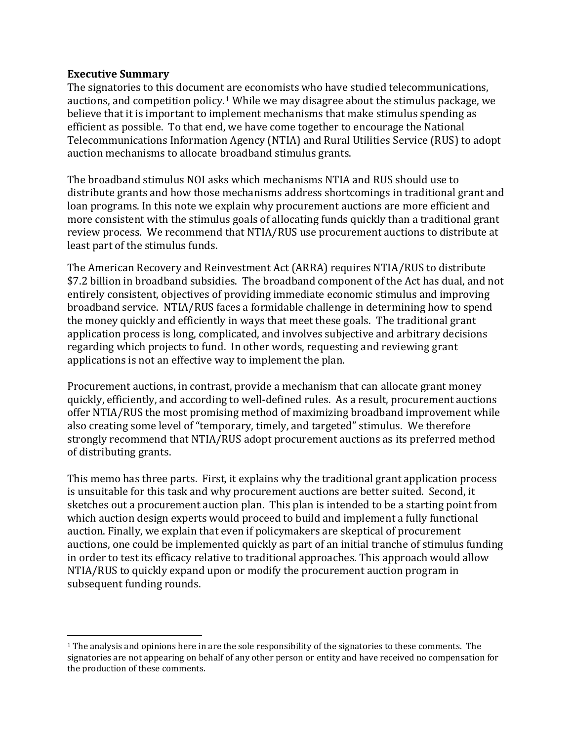**Executive Summary**

The signatories to this document are economists who have studied telecommunications, auctions, and competition policy.[1] While we may disagree about the stimulus package, we believe that it is important to implement mechanisms that make stimulus spending as efficient as possible. To that end, we have come together to encourage the National Telecommunications Information Agency (NTIA) and Rural Utilities Service (RUS) to adopt auction mechanisms to allocate broadband stimulus grants.

The broadband stimulus NOI asks which mechanisms NTIA and RUS should use to distribute grants and how those mechanisms address shortcomings in traditional grant and loan programs. In this note we explain why procurement auctions are more efficient and more consistent with the stimulus goals of allocating funds quickly than a traditional grant review process. We recommend that NTIA/RUS use procurement auctions to distribute at least part of the stimulus funds.

The American Recovery and Reinvestment Act (ARRA) requires NTIA/RUS to distribute $7.2 billion in broadband subsidies. The broadband component of the Act has dual, and not entirely consistent, objectives of providing immediate economic stimulus and improving broadband service. NTIA/RUS faces a formidable challenge in determining how to spend the money quickly and efficiently in ways that meet these goals. The traditional grant application process is long, complicated, and involves subjective and arbitrary decisions regarding which projects to fund. In other words, requesting and reviewing grant applications is not an effective way to implement the plan.

Procurement auctions, in contrast, provide a mechanism that can allocate grant money quickly, efficiently, and according to well-defined rules. As a result, procurement auctions offer NTIA/RUS the most promising method of maximizing broadband improvement while also creating some level of "temporary, timely, and targeted" stimulus. We therefore strongly recommend that NTIA/RUS adopt procurement auctions as its preferred method of distributing grants.

This memo has three parts. First, it explains why the traditional grant application process is unsuitable for this task and why procurement auctions are better suited. Second, it sketches out a procurement auction plan. This plan is intended to be a starting point from which auction design experts would proceed to build and implement a fully functional auction. Finally, we explain that even if policymakers are skeptical of procurement auctions, one could be implemented quickly as part of an initial tranche of stimulus funding in order to test its efficacy relative to traditional approaches. This approach would allow NTIA/RUS to quickly expand upon or modify the procurement auction program in subsequent funding rounds.

---

[1] The analysis and opinions here in are the sole responsibility of the signatories to these comments. The signatories are not appearing on behalf of any other person or entity and have received no compensation for the production of these comments.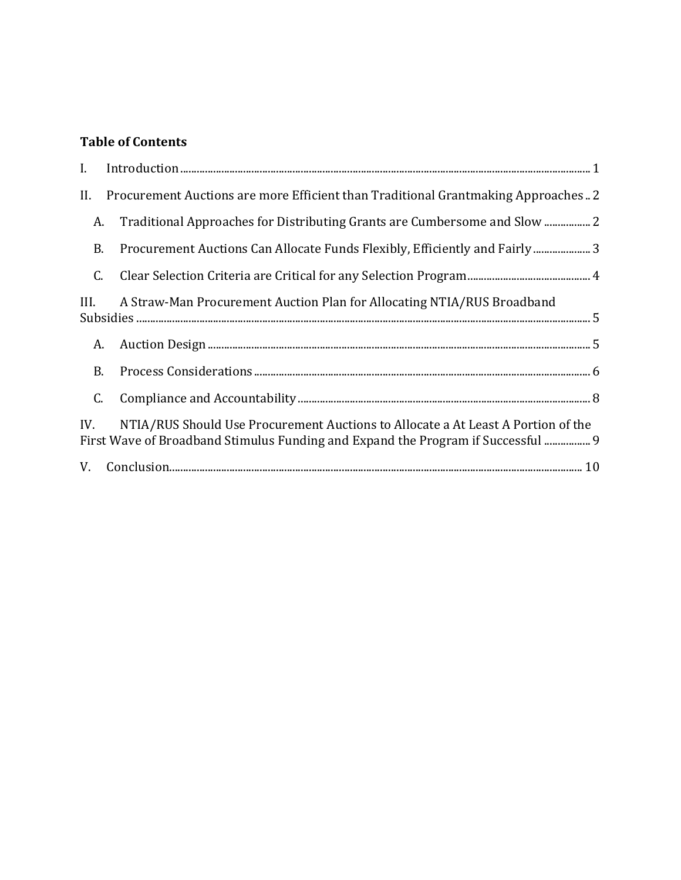**Table of Contents**

I. Introduction ........................................................................................................ 1

II. Procurement Auctions are more Efficient than Traditional Grantmaking Approaches .. 2

  A. Traditional Approaches for Distributing Grants are Cumbersome and Slow ................. 2

  B. Procurement Auctions Can Allocate Funds Flexibly, Efficiently and Fairly ..................... 3

  C. Clear Selection Criteria are Critical for any Selection Program ........................................... 4

III. A Straw-Man Procurement Auction Plan for Allocating NTIA/RUS Broadband Subsidies ........................................................................................................ 5

  A. Auction Design ........................................................................................................ 5

  B. Process Considerations ........................................................................................................ 6

  C. Compliance and Accountability ........................................................................................................ 8

IV. NTIA/RUS Should Use Procurement Auctions to Allocate a At Least A Portion of the First Wave of Broadband Stimulus Funding and Expand the Program if Successful ................. 9

V. Conclusion ........................................................................................................ 10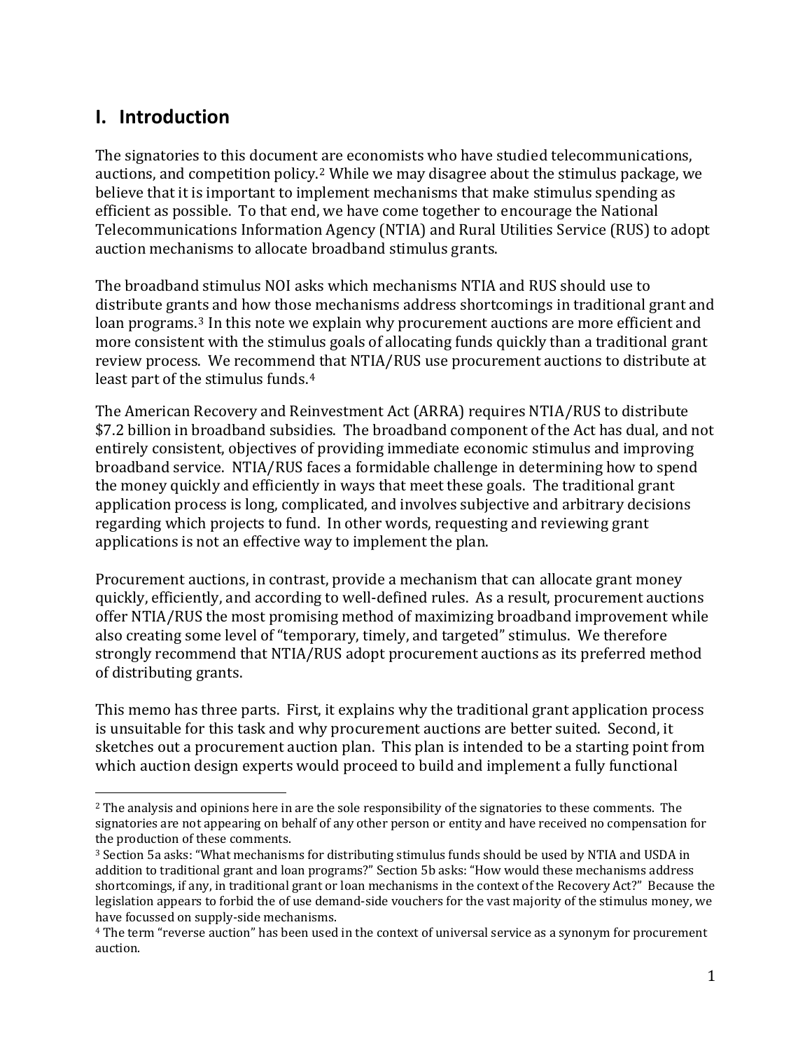## I. Introduction

The signatories to this document are economists who have studied telecommunications, auctions, and competition policy.[2] While we may disagree about the stimulus package, we believe that it is important to implement mechanisms that make stimulus spending as efficient as possible. To that end, we have come together to encourage the National Telecommunications Information Agency (NTIA) and Rural Utilities Service (RUS) to adopt auction mechanisms to allocate broadband stimulus grants.

The broadband stimulus NOI asks which mechanisms NTIA and RUS should use to distribute grants and how those mechanisms address shortcomings in traditional grant and loan programs.[3] In this note we explain why procurement auctions are more efficient and more consistent with the stimulus goals of allocating funds quickly than a traditional grant review process. We recommend that NTIA/RUS use procurement auctions to distribute at least part of the stimulus funds.[4]

The American Recovery and Reinvestment Act (ARRA) requires NTIA/RUS to distribute $7.2 billion in broadband subsidies. The broadband component of the Act has dual, and not entirely consistent, objectives of providing immediate economic stimulus and improving broadband service. NTIA/RUS faces a formidable challenge in determining how to spend the money quickly and efficiently in ways that meet these goals. The traditional grant application process is long, complicated, and involves subjective and arbitrary decisions regarding which projects to fund. In other words, requesting and reviewing grant applications is not an effective way to implement the plan.

Procurement auctions, in contrast, provide a mechanism that can allocate grant money quickly, efficiently, and according to well-defined rules. As a result, procurement auctions offer NTIA/RUS the most promising method of maximizing broadband improvement while also creating some level of "temporary, timely, and targeted" stimulus. We therefore strongly recommend that NTIA/RUS adopt procurement auctions as its preferred method of distributing grants.

This memo has three parts. First, it explains why the traditional grant application process is unsuitable for this task and why procurement auctions are better suited. Second, it sketches out a procurement auction plan. This plan is intended to be a starting point from which auction design experts would proceed to build and implement a fully functional

---

[2] The analysis and opinions here in are the sole responsibility of the signatories to these comments. The signatories are not appearing on behalf of any other person or entity and have received no compensation for the production of these comments.

[3] Section 5a asks: "What mechanisms for distributing stimulus funds should be used by NTIA and USDA in addition to traditional grant and loan programs?" Section 5b asks: "How would these mechanisms address shortcomings, if any, in traditional grant or loan mechanisms in the context of the Recovery Act?" Because the legislation appears to forbid the of use demand-side vouchers for the vast majority of the stimulus money, we have focussed on supply-side mechanisms.

[4] The term "reverse auction" has been used in the context of universal service as a synonym for procurement auction.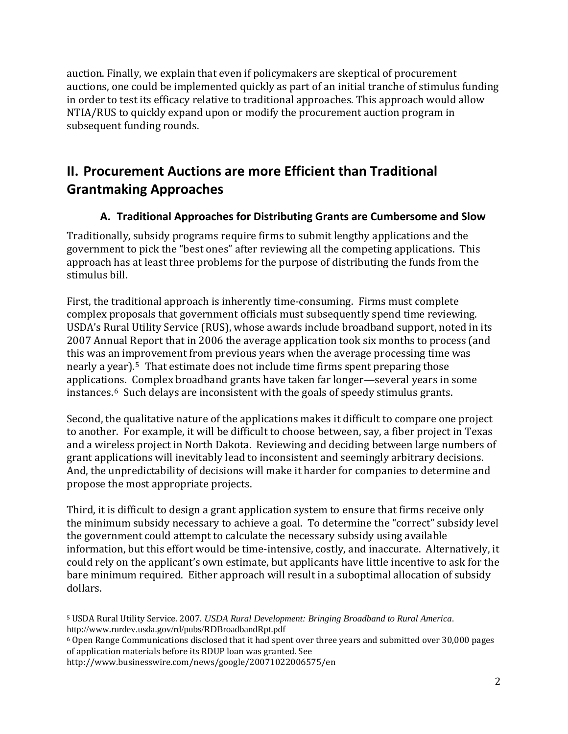auction. Finally, we explain that even if policymakers are skeptical of procurement auctions, one could be implemented quickly as part of an initial tranche of stimulus funding in order to test its efficacy relative to traditional approaches. This approach would allow NTIA/RUS to quickly expand upon or modify the procurement auction program in subsequent funding rounds.

## II. Procurement Auctions are more Efficient than Traditional Grantmaking Approaches

### A. Traditional Approaches for Distributing Grants are Cumbersome and Slow

Traditionally, subsidy programs require firms to submit lengthy applications and the government to pick the "best ones" after reviewing all the competing applications. This approach has at least three problems for the purpose of distributing the funds from the stimulus bill.

First, the traditional approach is inherently time-consuming. Firms must complete complex proposals that government officials must subsequently spend time reviewing. USDA's Rural Utility Service (RUS), whose awards include broadband support, noted in its 2007 Annual Report that in 2006 the average application took six months to process (and this was an improvement from previous years when the average processing time was nearly a year).[5] That estimate does not include time firms spent preparing those applications. Complex broadband grants have taken far longer—several years in some instances.[6] Such delays are inconsistent with the goals of speedy stimulus grants.

Second, the qualitative nature of the applications makes it difficult to compare one project to another. For example, it will be difficult to choose between, say, a fiber project in Texas and a wireless project in North Dakota. Reviewing and deciding between large numbers of grant applications will inevitably lead to inconsistent and seemingly arbitrary decisions. And, the unpredictability of decisions will make it harder for companies to determine and propose the most appropriate projects.

Third, it is difficult to design a grant application system to ensure that firms receive only the minimum subsidy necessary to achieve a goal. To determine the "correct" subsidy level the government could attempt to calculate the necessary subsidy using available information, but this effort would be time-intensive, costly, and inaccurate. Alternatively, it could rely on the applicant's own estimate, but applicants have little incentive to ask for the bare minimum required. Either approach will result in a suboptimal allocation of subsidy dollars.

---

[5] USDA Rural Utility Service. 2007. *USDA Rural Development: Bringing Broadband to Rural America*. http://www.rurdev.usda.gov/rd/pubs/RDBroadbandRpt.pdf

[6] Open Range Communications disclosed that it had spent over three years and submitted over 30,000 pages of application materials before its RDUP loan was granted. See http://www.businesswire.com/news/google/20071022006575/en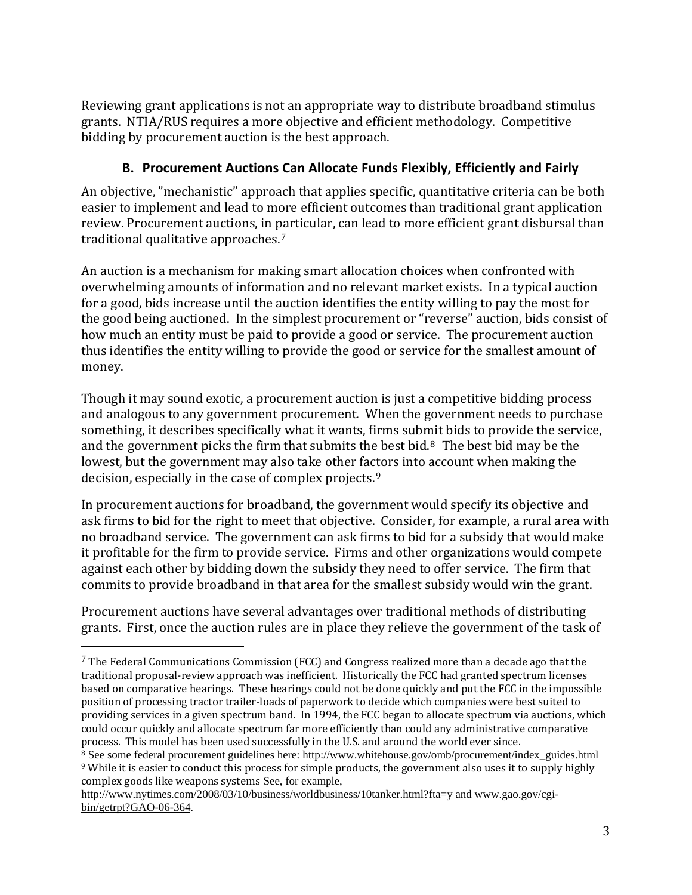Reviewing grant applications is not an appropriate way to distribute broadband stimulus grants. NTIA/RUS requires a more objective and efficient methodology. Competitive bidding by procurement auction is the best approach.

### B. Procurement Auctions Can Allocate Funds Flexibly, Efficiently and Fairly

An objective, "mechanistic" approach that applies specific, quantitative criteria can be both easier to implement and lead to more efficient outcomes than traditional grant application review. Procurement auctions, in particular, can lead to more efficient grant disbursal than traditional qualitative approaches.[7]

An auction is a mechanism for making smart allocation choices when confronted with overwhelming amounts of information and no relevant market exists. In a typical auction for a good, bids increase until the auction identifies the entity willing to pay the most for the good being auctioned. In the simplest procurement or "reverse" auction, bids consist of how much an entity must be paid to provide a good or service. The procurement auction thus identifies the entity willing to provide the good or service for the smallest amount of money.

Though it may sound exotic, a procurement auction is just a competitive bidding process and analogous to any government procurement. When the government needs to purchase something, it describes specifically what it wants, firms submit bids to provide the service, and the government picks the firm that submits the best bid.[8] The best bid may be the lowest, but the government may also take other factors into account when making the decision, especially in the case of complex projects.[9]

In procurement auctions for broadband, the government would specify its objective and ask firms to bid for the right to meet that objective. Consider, for example, a rural area with no broadband service. The government can ask firms to bid for a subsidy that would make it profitable for the firm to provide service. Firms and other organizations would compete against each other by bidding down the subsidy they need to offer service. The firm that commits to provide broadband in that area for the smallest subsidy would win the grant.

Procurement auctions have several advantages over traditional methods of distributing grants. First, once the auction rules are in place they relieve the government of the task of

---

[7] The Federal Communications Commission (FCC) and Congress realized more than a decade ago that the traditional proposal-review approach was inefficient. Historically the FCC had granted spectrum licenses based on comparative hearings. These hearings could not be done quickly and put the FCC in the impossible position of processing tractor trailer-loads of paperwork to decide which companies were best suited to providing services in a given spectrum band. In 1994, the FCC began to allocate spectrum via auctions, which could occur quickly and allocate spectrum far more efficiently than could any administrative comparative process. This model has been used successfully in the U.S. and around the world ever since.

[8] See some federal procurement guidelines here: http://www.whitehouse.gov/omb/procurement/index_guides.html

[9] While it is easier to conduct this process for simple products, the government also uses it to supply highly complex goods like weapons systems See, for example, http://www.nytimes.com/2008/03/10/business/worldbusiness/10tanker.html?fta=y and www.gao.gov/cgi-bin/getrpt?GAO-06-364.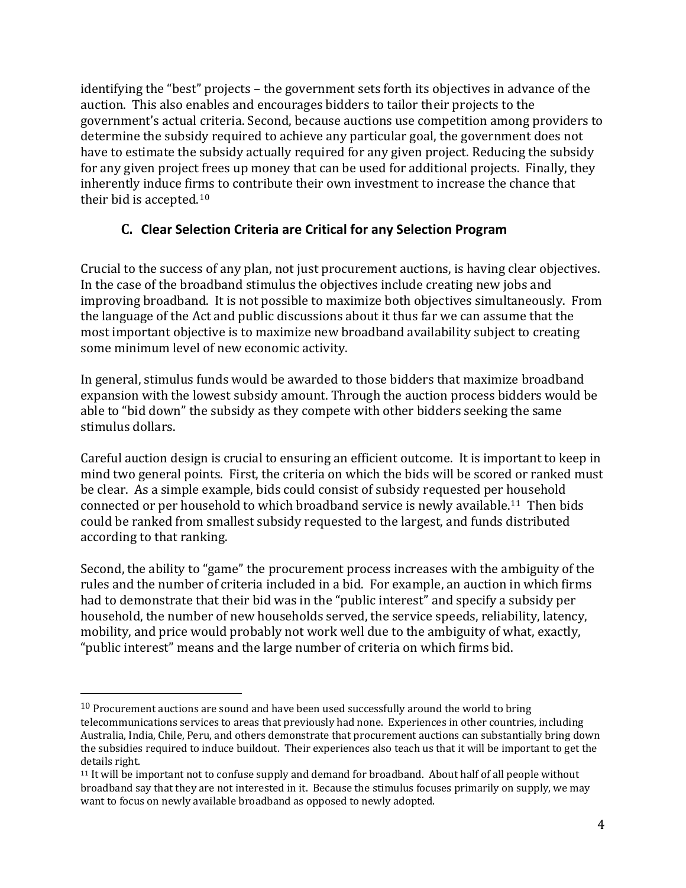identifying the "best" projects – the government sets forth its objectives in advance of the auction. This also enables and encourages bidders to tailor their projects to the government's actual criteria. Second, because auctions use competition among providers to determine the subsidy required to achieve any particular goal, the government does not have to estimate the subsidy actually required for any given project. Reducing the subsidy for any given project frees up money that can be used for additional projects. Finally, they inherently induce firms to contribute their own investment to increase the chance that their bid is accepted.[10]

### C. Clear Selection Criteria are Critical for any Selection Program

Crucial to the success of any plan, not just procurement auctions, is having clear objectives. In the case of the broadband stimulus the objectives include creating new jobs and improving broadband. It is not possible to maximize both objectives simultaneously. From the language of the Act and public discussions about it thus far we can assume that the most important objective is to maximize new broadband availability subject to creating some minimum level of new economic activity.

In general, stimulus funds would be awarded to those bidders that maximize broadband expansion with the lowest subsidy amount. Through the auction process bidders would be able to "bid down" the subsidy as they compete with other bidders seeking the same stimulus dollars.

Careful auction design is crucial to ensuring an efficient outcome. It is important to keep in mind two general points. First, the criteria on which the bids will be scored or ranked must be clear. As a simple example, bids could consist of subsidy requested per household connected or per household to which broadband service is newly available.[11] Then bids could be ranked from smallest subsidy requested to the largest, and funds distributed according to that ranking.

Second, the ability to "game" the procurement process increases with the ambiguity of the rules and the number of criteria included in a bid. For example, an auction in which firms had to demonstrate that their bid was in the "public interest" and specify a subsidy per household, the number of new households served, the service speeds, reliability, latency, mobility, and price would probably not work well due to the ambiguity of what, exactly, "public interest" means and the large number of criteria on which firms bid.

---

[10] Procurement auctions are sound and have been used successfully around the world to bring telecommunications services to areas that previously had none. Experiences in other countries, including Australia, India, Chile, Peru, and others demonstrate that procurement auctions can substantially bring down the subsidies required to induce buildout. Their experiences also teach us that it will be important to get the details right.

[11] It will be important not to confuse supply and demand for broadband. About half of all people without broadband say that they are not interested in it. Because the stimulus focuses primarily on supply, we may want to focus on newly available broadband as opposed to newly adopted.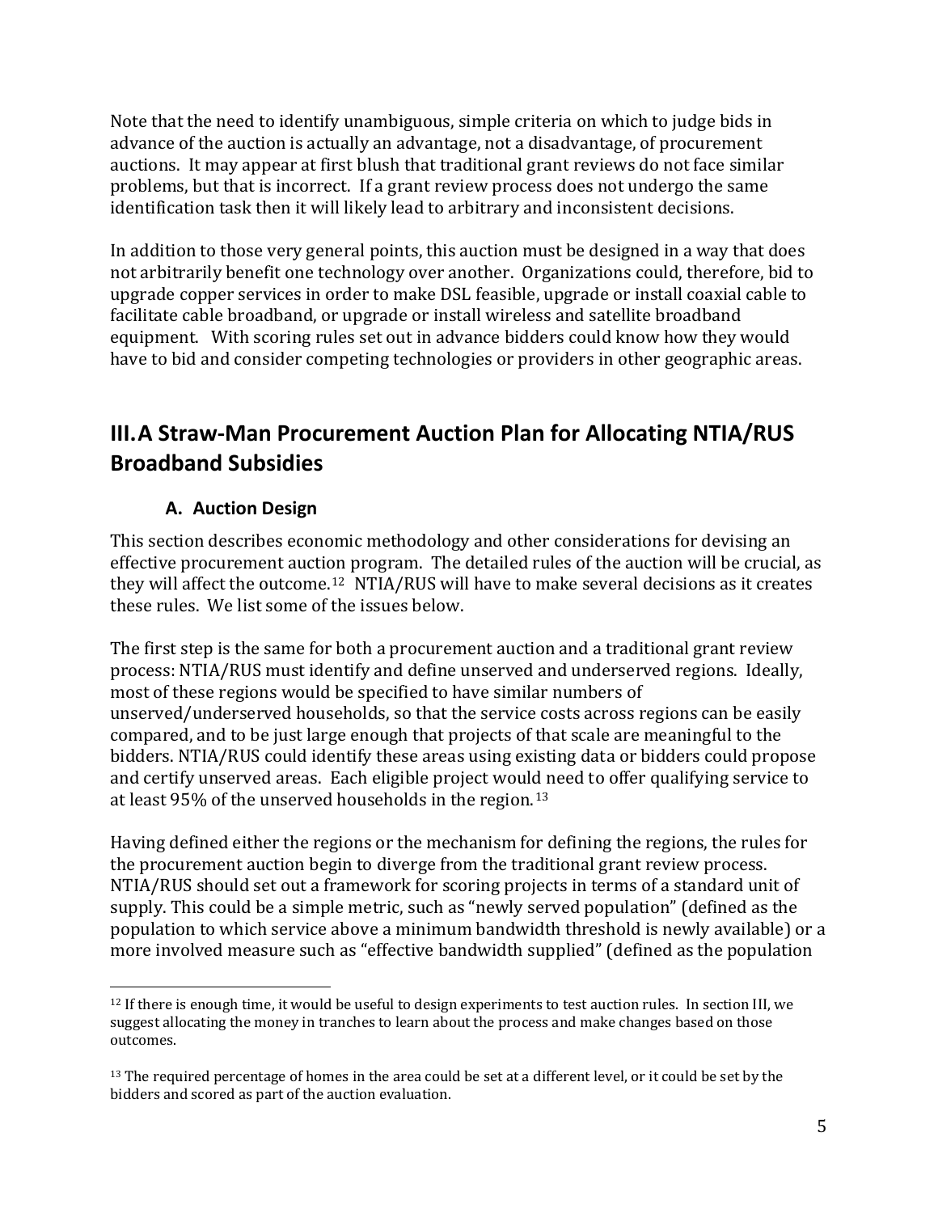Note that the need to identify unambiguous, simple criteria on which to judge bids in advance of the auction is actually an advantage, not a disadvantage, of procurement auctions. It may appear at first blush that traditional grant reviews do not face similar problems, but that is incorrect. If a grant review process does not undergo the same identification task then it will likely lead to arbitrary and inconsistent decisions.

In addition to those very general points, this auction must be designed in a way that does not arbitrarily benefit one technology over another. Organizations could, therefore, bid to upgrade copper services in order to make DSL feasible, upgrade or install coaxial cable to facilitate cable broadband, or upgrade or install wireless and satellite broadband equipment. With scoring rules set out in advance bidders could know how they would have to bid and consider competing technologies or providers in other geographic areas.

## III. A Straw-Man Procurement Auction Plan for Allocating NTIA/RUS Broadband Subsidies

### A. Auction Design

This section describes economic methodology and other considerations for devising an effective procurement auction program. The detailed rules of the auction will be crucial, as they will affect the outcome.[12] NTIA/RUS will have to make several decisions as it creates these rules. We list some of the issues below.

The first step is the same for both a procurement auction and a traditional grant review process: NTIA/RUS must identify and define unserved and underserved regions. Ideally, most of these regions would be specified to have similar numbers of unserved/underserved households, so that the service costs across regions can be easily compared, and to be just large enough that projects of that scale are meaningful to the bidders. NTIA/RUS could identify these areas using existing data or bidders could propose and certify unserved areas. Each eligible project would need to offer qualifying service to at least 95% of the unserved households in the region.[13]

Having defined either the regions or the mechanism for defining the regions, the rules for the procurement auction begin to diverge from the traditional grant review process. NTIA/RUS should set out a framework for scoring projects in terms of a standard unit of supply. This could be a simple metric, such as "newly served population" (defined as the population to which service above a minimum bandwidth threshold is newly available) or a more involved measure such as "effective bandwidth supplied" (defined as the population

---

[12] If there is enough time, it would be useful to design experiments to test auction rules. In section III, we suggest allocating the money in tranches to learn about the process and make changes based on those outcomes.

[13] The required percentage of homes in the area could be set at a different level, or it could be set by the bidders and scored as part of the auction evaluation.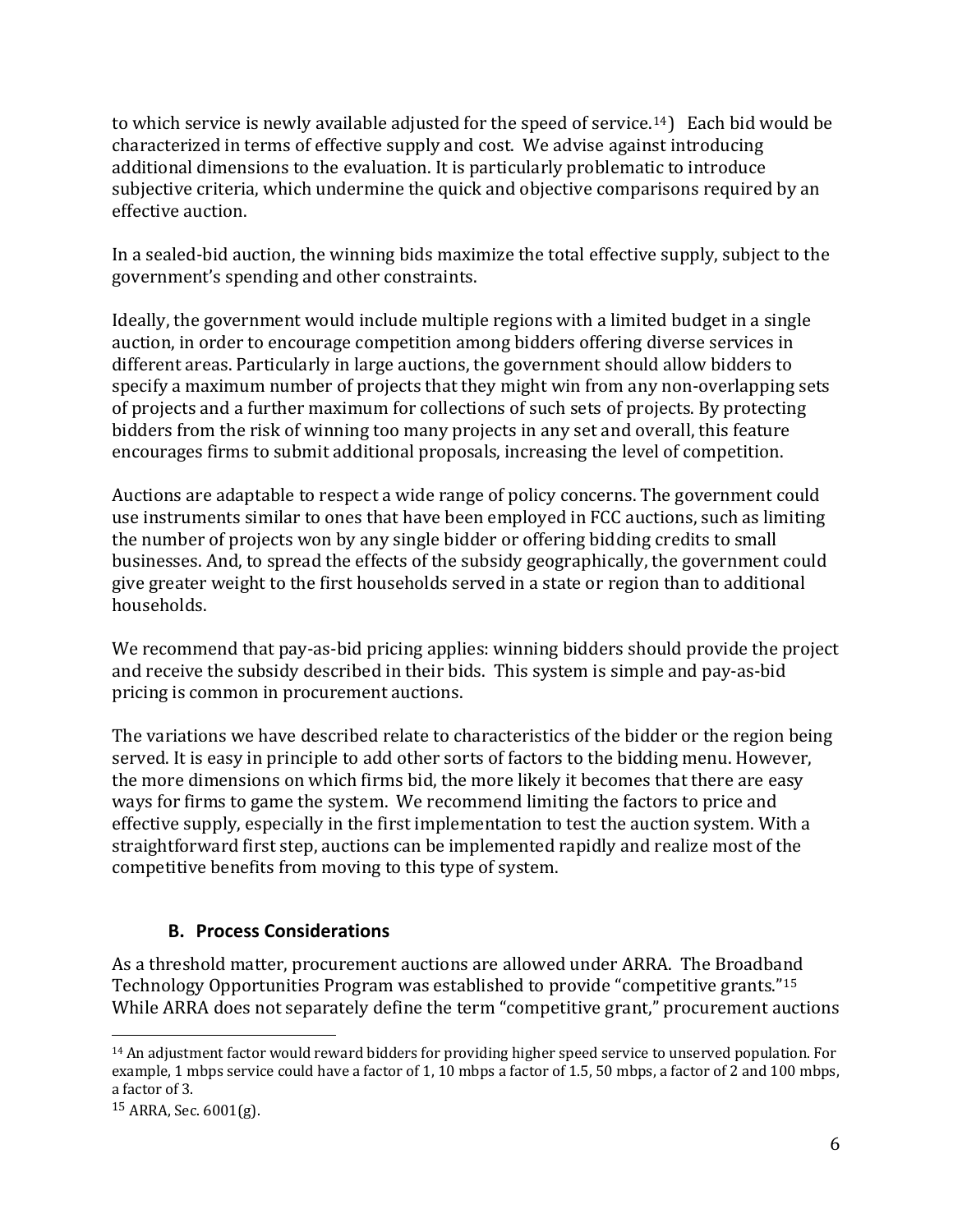to which service is newly available adjusted for the speed of service.[14]) Each bid would be characterized in terms of effective supply and cost. We advise against introducing additional dimensions to the evaluation. It is particularly problematic to introduce subjective criteria, which undermine the quick and objective comparisons required by an effective auction.

In a sealed-bid auction, the winning bids maximize the total effective supply, subject to the government's spending and other constraints.

Ideally, the government would include multiple regions with a limited budget in a single auction, in order to encourage competition among bidders offering diverse services in different areas. Particularly in large auctions, the government should allow bidders to specify a maximum number of projects that they might win from any non-overlapping sets of projects and a further maximum for collections of such sets of projects. By protecting bidders from the risk of winning too many projects in any set and overall, this feature encourages firms to submit additional proposals, increasing the level of competition.

Auctions are adaptable to respect a wide range of policy concerns. The government could use instruments similar to ones that have been employed in FCC auctions, such as limiting the number of projects won by any single bidder or offering bidding credits to small businesses. And, to spread the effects of the subsidy geographically, the government could give greater weight to the first households served in a state or region than to additional households.

We recommend that pay-as-bid pricing applies: winning bidders should provide the project and receive the subsidy described in their bids. This system is simple and pay-as-bid pricing is common in procurement auctions.

The variations we have described relate to characteristics of the bidder or the region being served. It is easy in principle to add other sorts of factors to the bidding menu. However, the more dimensions on which firms bid, the more likely it becomes that there are easy ways for firms to game the system. We recommend limiting the factors to price and effective supply, especially in the first implementation to test the auction system. With a straightforward first step, auctions can be implemented rapidly and realize most of the competitive benefits from moving to this type of system.

### B. Process Considerations

As a threshold matter, procurement auctions are allowed under ARRA. The Broadband Technology Opportunities Program was established to provide "competitive grants."[15] While ARRA does not separately define the term "competitive grant," procurement auctions

[14] An adjustment factor would reward bidders for providing higher speed service to unserved population. For example, 1 mbps service could have a factor of 1, 10 mbps a factor of 1.5, 50 mbps, a factor of 2 and 100 mbps, a factor of 3.

[15] ARRA, Sec. 6001(g).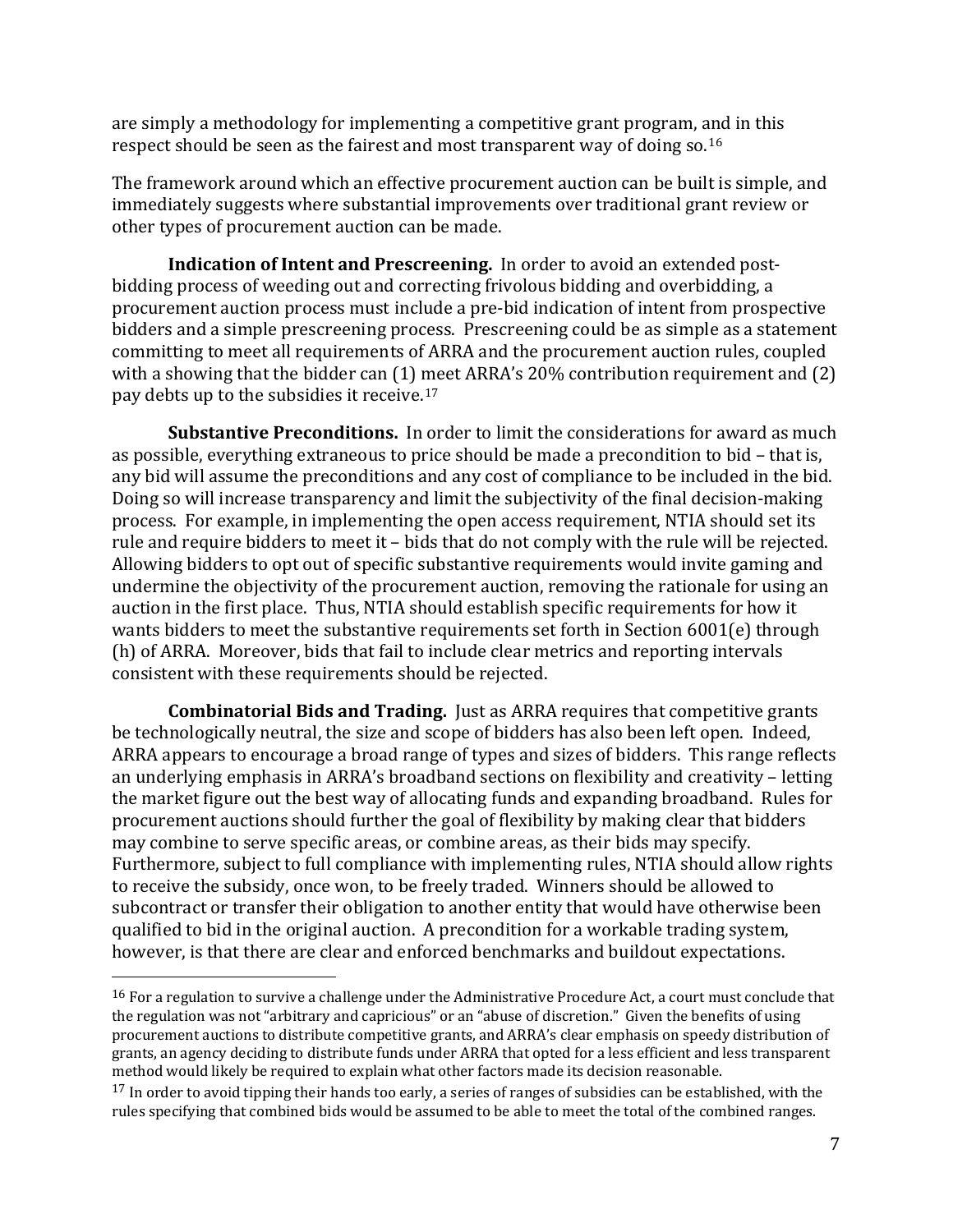are simply a methodology for implementing a competitive grant program, and in this respect should be seen as the fairest and most transparent way of doing so.[16]

The framework around which an effective procurement auction can be built is simple, and immediately suggests where substantial improvements over traditional grant review or other types of procurement auction can be made.

**Indication of Intent and Prescreening.** In order to avoid an extended post-bidding process of weeding out and correcting frivolous bidding and overbidding, a procurement auction process must include a pre-bid indication of intent from prospective bidders and a simple prescreening process. Prescreening could be as simple as a statement committing to meet all requirements of ARRA and the procurement auction rules, coupled with a showing that the bidder can (1) meet ARRA's 20% contribution requirement and (2) pay debts up to the subsidies it receive.[17]

**Substantive Preconditions.** In order to limit the considerations for award as much as possible, everything extraneous to price should be made a precondition to bid – that is, any bid will assume the preconditions and any cost of compliance to be included in the bid. Doing so will increase transparency and limit the subjectivity of the final decision-making process. For example, in implementing the open access requirement, NTIA should set its rule and require bidders to meet it – bids that do not comply with the rule will be rejected. Allowing bidders to opt out of specific substantive requirements would invite gaming and undermine the objectivity of the procurement auction, removing the rationale for using an auction in the first place. Thus, NTIA should establish specific requirements for how it wants bidders to meet the substantive requirements set forth in Section 6001(e) through (h) of ARRA. Moreover, bids that fail to include clear metrics and reporting intervals consistent with these requirements should be rejected.

**Combinatorial Bids and Trading.** Just as ARRA requires that competitive grants be technologically neutral, the size and scope of bidders has also been left open. Indeed, ARRA appears to encourage a broad range of types and sizes of bidders. This range reflects an underlying emphasis in ARRA's broadband sections on flexibility and creativity – letting the market figure out the best way of allocating funds and expanding broadband. Rules for procurement auctions should further the goal of flexibility by making clear that bidders may combine to serve specific areas, or combine areas, as their bids may specify. Furthermore, subject to full compliance with implementing rules, NTIA should allow rights to receive the subsidy, once won, to be freely traded. Winners should be allowed to subcontract or transfer their obligation to another entity that would have otherwise been qualified to bid in the original auction. A precondition for a workable trading system, however, is that there are clear and enforced benchmarks and buildout expectations.

---

[16] For a regulation to survive a challenge under the Administrative Procedure Act, a court must conclude that the regulation was not "arbitrary and capricious" or an "abuse of discretion." Given the benefits of using procurement auctions to distribute competitive grants, and ARRA's clear emphasis on speedy distribution of grants, an agency deciding to distribute funds under ARRA that opted for a less efficient and less transparent method would likely be required to explain what other factors made its decision reasonable.

[17] In order to avoid tipping their hands too early, a series of ranges of subsidies can be established, with the rules specifying that combined bids would be assumed to be able to meet the total of the combined ranges.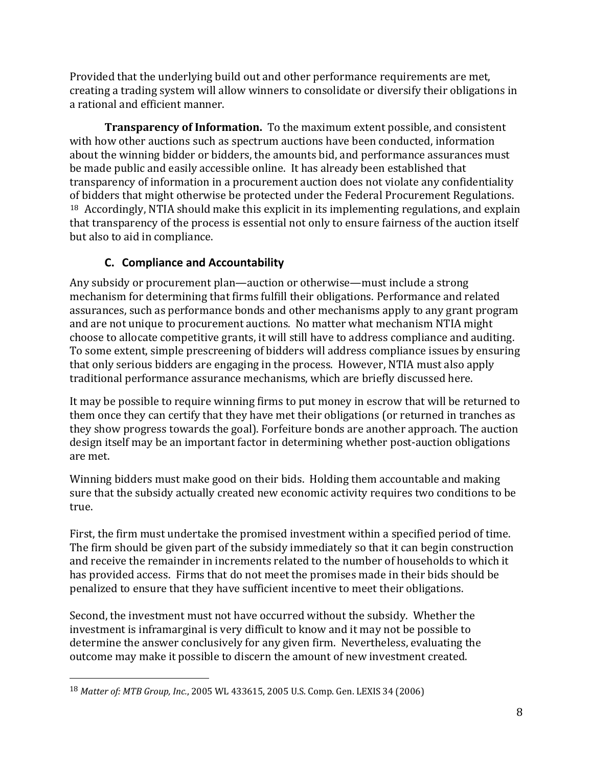Provided that the underlying build out and other performance requirements are met, creating a trading system will allow winners to consolidate or diversify their obligations in a rational and efficient manner.

**Transparency of Information.** To the maximum extent possible, and consistent with how other auctions such as spectrum auctions have been conducted, information about the winning bidder or bidders, the amounts bid, and performance assurances must be made public and easily accessible online. It has already been established that transparency of information in a procurement auction does not violate any confidentiality of bidders that might otherwise be protected under the Federal Procurement Regulations. [18] Accordingly, NTIA should make this explicit in its implementing regulations, and explain that transparency of the process is essential not only to ensure fairness of the auction itself but also to aid in compliance.

### C. Compliance and Accountability

Any subsidy or procurement plan—auction or otherwise—must include a strong mechanism for determining that firms fulfill their obligations. Performance and related assurances, such as performance bonds and other mechanisms apply to any grant program and are not unique to procurement auctions. No matter what mechanism NTIA might choose to allocate competitive grants, it will still have to address compliance and auditing. To some extent, simple prescreening of bidders will address compliance issues by ensuring that only serious bidders are engaging in the process. However, NTIA must also apply traditional performance assurance mechanisms, which are briefly discussed here.

It may be possible to require winning firms to put money in escrow that will be returned to them once they can certify that they have met their obligations (or returned in tranches as they show progress towards the goal). Forfeiture bonds are another approach. The auction design itself may be an important factor in determining whether post-auction obligations are met.

Winning bidders must make good on their bids. Holding them accountable and making sure that the subsidy actually created new economic activity requires two conditions to be true.

First, the firm must undertake the promised investment within a specified period of time. The firm should be given part of the subsidy immediately so that it can begin construction and receive the remainder in increments related to the number of households to which it has provided access. Firms that do not meet the promises made in their bids should be penalized to ensure that they have sufficient incentive to meet their obligations.

Second, the investment must not have occurred without the subsidy. Whether the investment is inframarginal is very difficult to know and it may not be possible to determine the answer conclusively for any given firm. Nevertheless, evaluating the outcome may make it possible to discern the amount of new investment created.

---

[18] *Matter of: MTB Group, Inc.*, 2005 WL 433615, 2005 U.S. Comp. Gen. LEXIS 34 (2006)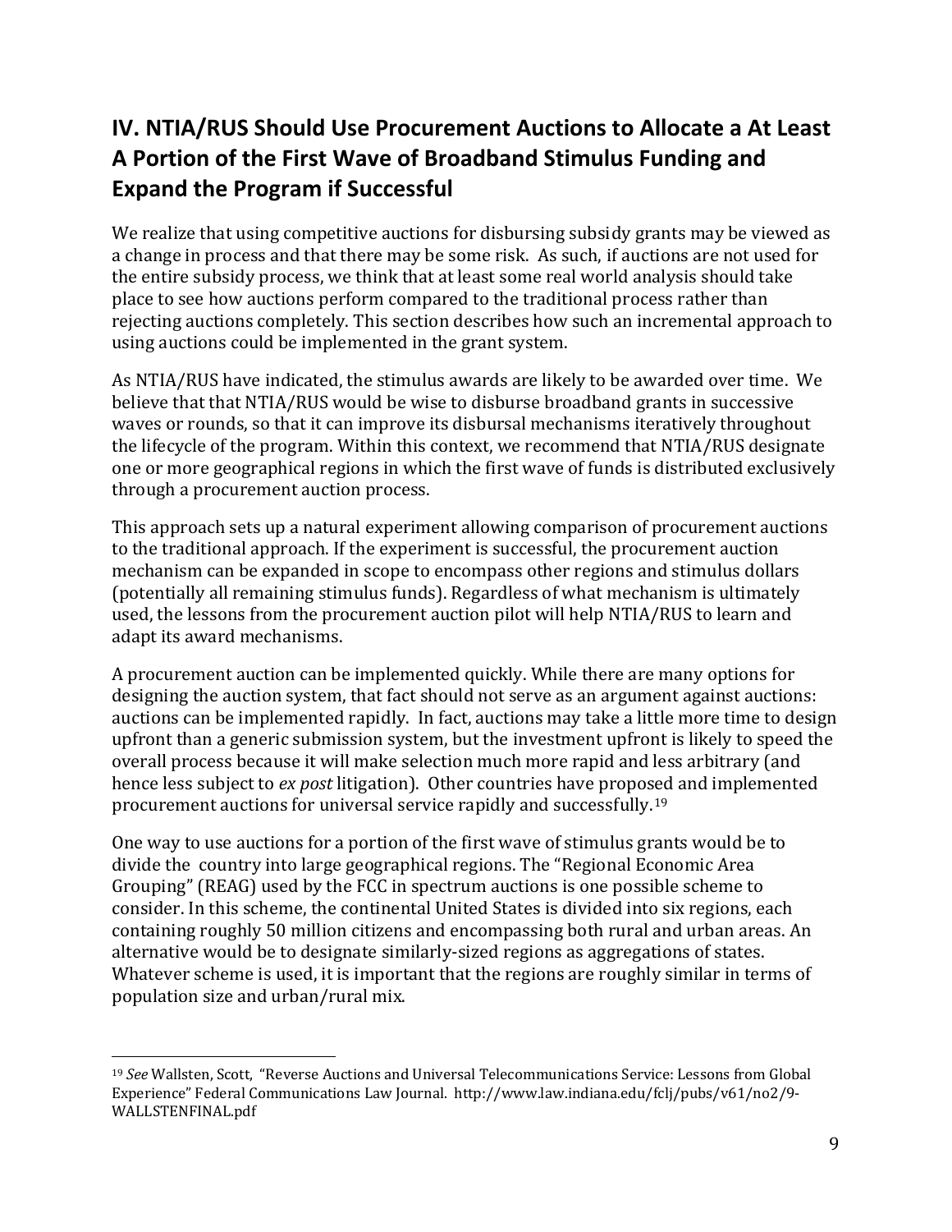## IV. NTIA/RUS Should Use Procurement Auctions to Allocate a At Least A Portion of the First Wave of Broadband Stimulus Funding and Expand the Program if Successful

We realize that using competitive auctions for disbursing subsidy grants may be viewed as a change in process and that there may be some risk. As such, if auctions are not used for the entire subsidy process, we think that at least some real world analysis should take place to see how auctions perform compared to the traditional process rather than rejecting auctions completely. This section describes how such an incremental approach to using auctions could be implemented in the grant system.

As NTIA/RUS have indicated, the stimulus awards are likely to be awarded over time. We believe that that NTIA/RUS would be wise to disburse broadband grants in successive waves or rounds, so that it can improve its disbursal mechanisms iteratively throughout the lifecycle of the program. Within this context, we recommend that NTIA/RUS designate one or more geographical regions in which the first wave of funds is distributed exclusively through a procurement auction process.

This approach sets up a natural experiment allowing comparison of procurement auctions to the traditional approach. If the experiment is successful, the procurement auction mechanism can be expanded in scope to encompass other regions and stimulus dollars (potentially all remaining stimulus funds). Regardless of what mechanism is ultimately used, the lessons from the procurement auction pilot will help NTIA/RUS to learn and adapt its award mechanisms.

A procurement auction can be implemented quickly. While there are many options for designing the auction system, that fact should not serve as an argument against auctions: auctions can be implemented rapidly. In fact, auctions may take a little more time to design upfront than a generic submission system, but the investment upfront is likely to speed the overall process because it will make selection much more rapid and less arbitrary (and hence less subject to *ex post* litigation). Other countries have proposed and implemented procurement auctions for universal service rapidly and successfully.[19]

One way to use auctions for a portion of the first wave of stimulus grants would be to divide the country into large geographical regions. The "Regional Economic Area Grouping" (REAG) used by the FCC in spectrum auctions is one possible scheme to consider. In this scheme, the continental United States is divided into six regions, each containing roughly 50 million citizens and encompassing both rural and urban areas. An alternative would be to designate similarly-sized regions as aggregations of states. Whatever scheme is used, it is important that the regions are roughly similar in terms of population size and urban/rural mix.

---

[19] *See* Wallsten, Scott, "Reverse Auctions and Universal Telecommunications Service: Lessons from Global Experience" Federal Communications Law Journal. http://www.law.indiana.edu/fclj/pubs/v61/no2/9-WALLSTENFINAL.pdf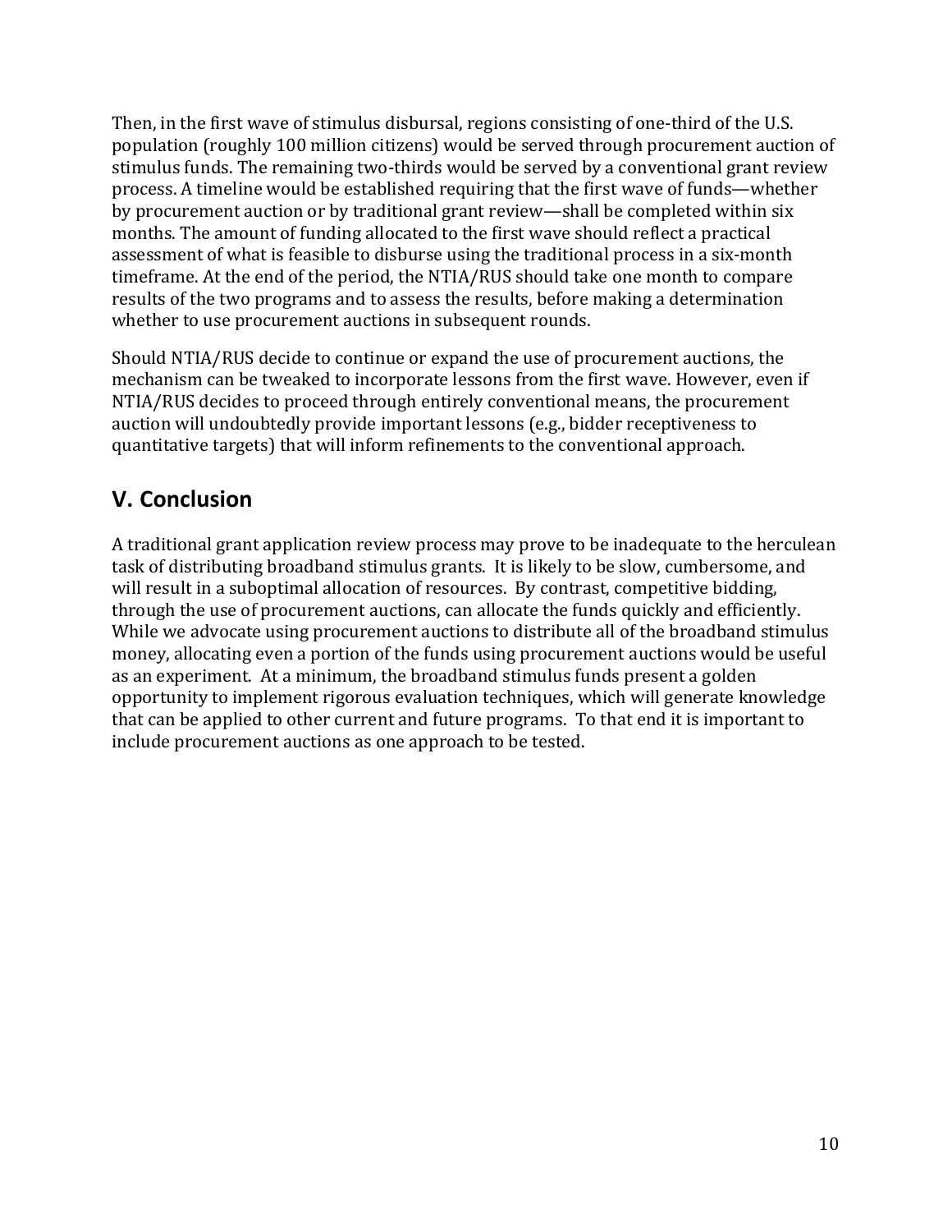Then, in the first wave of stimulus disbursal, regions consisting of one-third of the U.S. population (roughly 100 million citizens) would be served through procurement auction of stimulus funds. The remaining two-thirds would be served by a conventional grant review process. A timeline would be established requiring that the first wave of funds—whether by procurement auction or by traditional grant review—shall be completed within six months. The amount of funding allocated to the first wave should reflect a practical assessment of what is feasible to disburse using the traditional process in a six-month timeframe. At the end of the period, the NTIA/RUS should take one month to compare results of the two programs and to assess the results, before making a determination whether to use procurement auctions in subsequent rounds.

Should NTIA/RUS decide to continue or expand the use of procurement auctions, the mechanism can be tweaked to incorporate lessons from the first wave. However, even if NTIA/RUS decides to proceed through entirely conventional means, the procurement auction will undoubtedly provide important lessons (e.g., bidder receptiveness to quantitative targets) that will inform refinements to the conventional approach.

## V. Conclusion

A traditional grant application review process may prove to be inadequate to the herculean task of distributing broadband stimulus grants. It is likely to be slow, cumbersome, and will result in a suboptimal allocation of resources. By contrast, competitive bidding, through the use of procurement auctions, can allocate the funds quickly and efficiently. While we advocate using procurement auctions to distribute all of the broadband stimulus money, allocating even a portion of the funds using procurement auctions would be useful as an experiment. At a minimum, the broadband stimulus funds present a golden opportunity to implement rigorous evaluation techniques, which will generate knowledge that can be applied to other current and future programs. To that end it is important to include procurement auctions as one approach to be tested.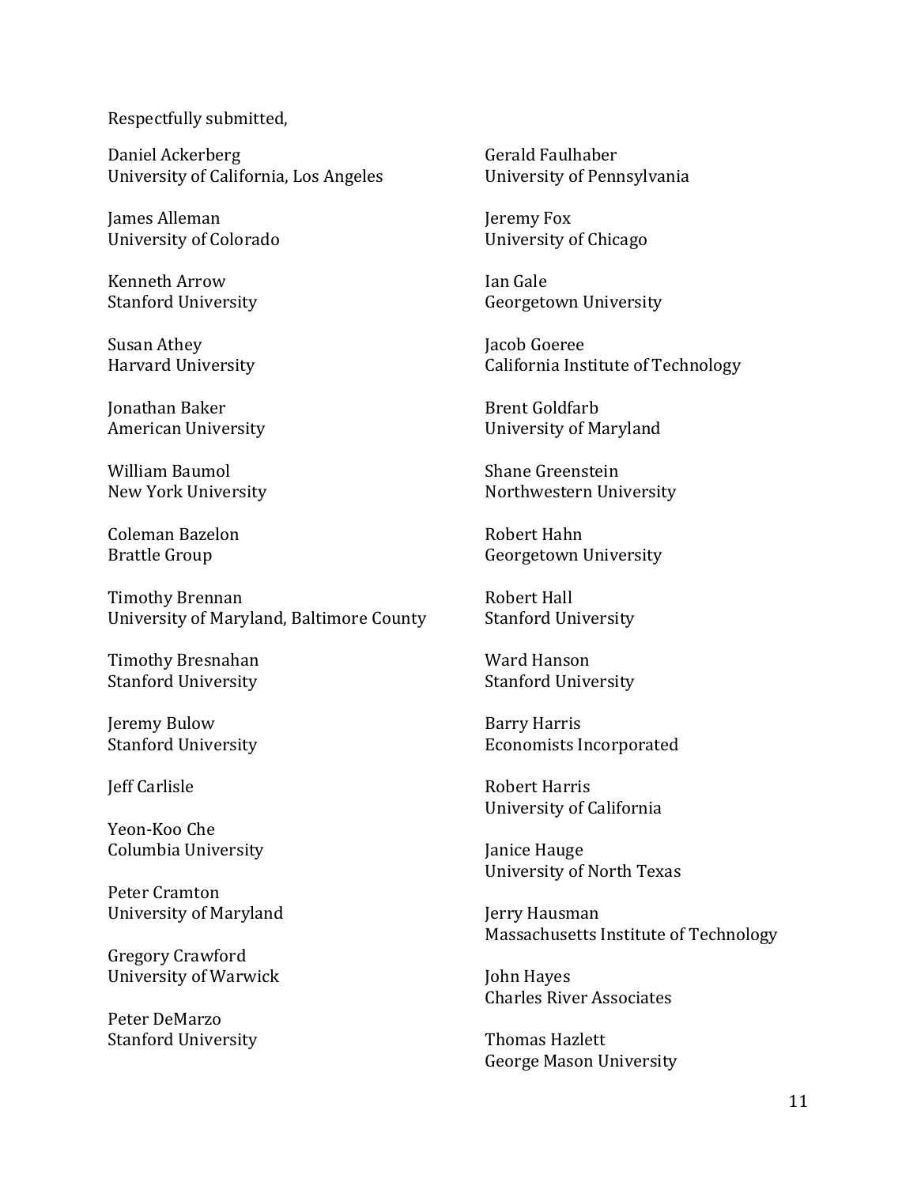Respectfully submitted,

Daniel Ackerberg
University of California, Los Angeles

James Alleman
University of Colorado

Kenneth Arrow
Stanford University

Susan Athey
Harvard University

Jonathan Baker
American University

William Baumol
New York University

Coleman Bazelon
Brattle Group

Timothy Brennan
University of Maryland, Baltimore County

Timothy Bresnahan
Stanford University

Jeremy Bulow
Stanford University

Jeff Carlisle

Yeon-Koo Che
Columbia University

Peter Cramton
University of Maryland

Gregory Crawford
University of Warwick

Peter DeMarzo
Stanford University

Gerald Faulhaber
University of Pennsylvania

Jeremy Fox
University of Chicago

Ian Gale
Georgetown University

Jacob Goeree
California Institute of Technology

Brent Goldfarb
University of Maryland

Shane Greenstein
Northwestern University

Robert Hahn
Georgetown University

Robert Hall
Stanford University

Ward Hanson
Stanford University

Barry Harris
Economists Incorporated

Robert Harris
University of California

Janice Hauge
University of North Texas

Jerry Hausman
Massachusetts Institute of Technology

John Hayes
Charles River Associates

Thomas Hazlett
George Mason University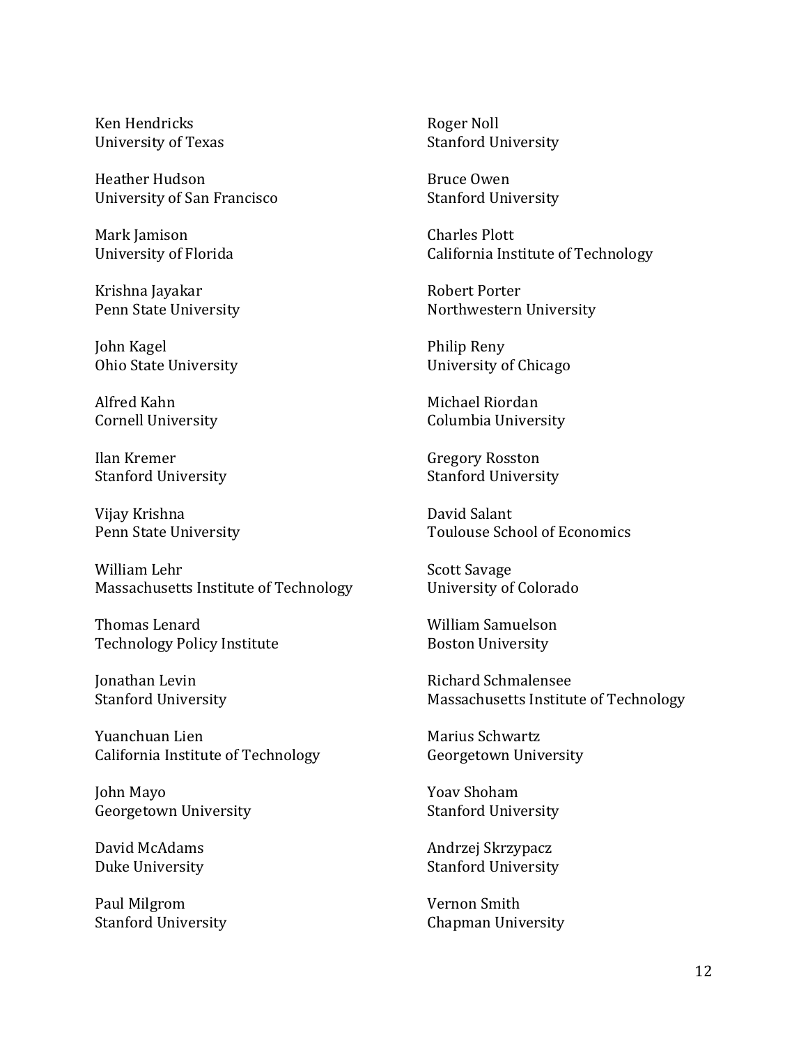Ken Hendricks
University of Texas

Heather Hudson
University of San Francisco

Mark Jamison
University of Florida

Krishna Jayakar
Penn State University

John Kagel
Ohio State University

Alfred Kahn
Cornell University

Ilan Kremer
Stanford University

Vijay Krishna
Penn State University

William Lehr
Massachusetts Institute of Technology

Thomas Lenard
Technology Policy Institute

Jonathan Levin
Stanford University

Yuanchuan Lien
California Institute of Technology

John Mayo
Georgetown University

David McAdams
Duke University

Paul Milgrom
Stanford University

Roger Noll
Stanford University

Bruce Owen
Stanford University

Charles Plott
California Institute of Technology

Robert Porter
Northwestern University

Philip Reny
University of Chicago

Michael Riordan
Columbia University

Gregory Rosston
Stanford University

David Salant
Toulouse School of Economics

Scott Savage
University of Colorado

William Samuelson
Boston University

Richard Schmalensee
Massachusetts Institute of Technology

Marius Schwartz
Georgetown University

Yoav Shoham
Stanford University

Andrzej Skrzypacz
Stanford University

Vernon Smith
Chapman University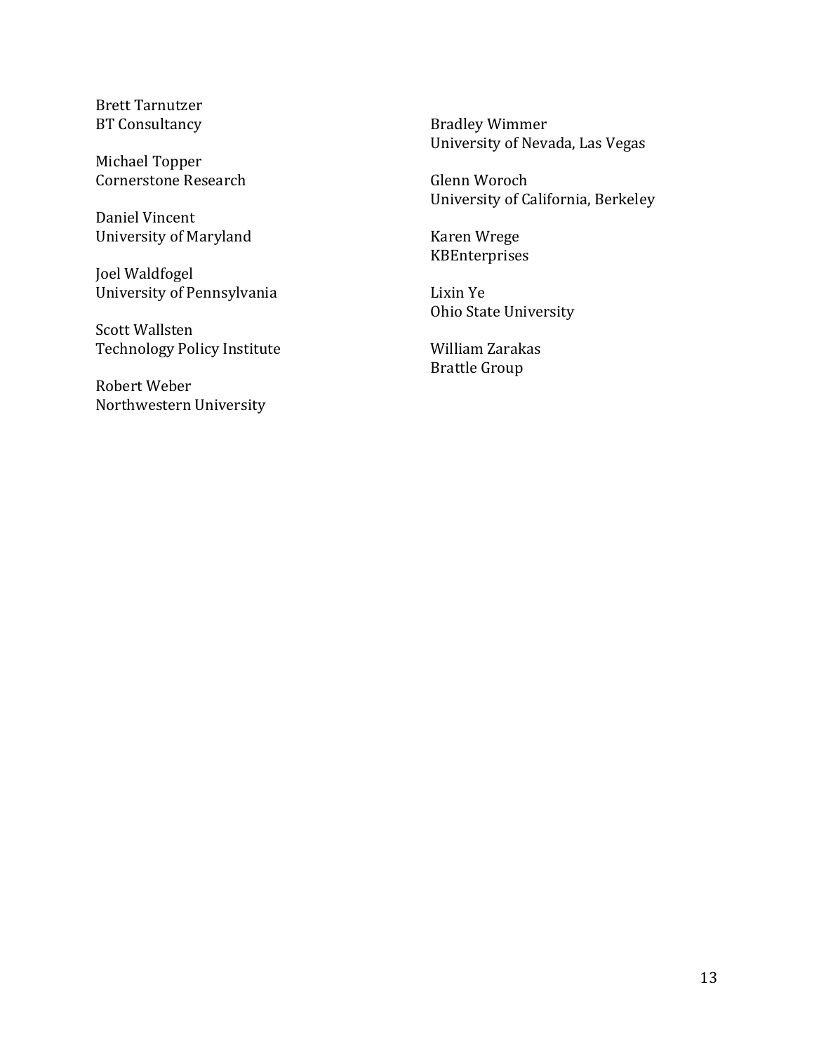Brett Tarnutzer
BT Consultancy

Michael Topper
Cornerstone Research

Daniel Vincent
University of Maryland

Joel Waldfogel
University of Pennsylvania

Scott Wallsten
Technology Policy Institute

Robert Weber
Northwestern University

Bradley Wimmer
University of Nevada, Las Vegas

Glenn Woroch
University of California, Berkeley

Karen Wrege
KBEnterprises

Lixin Ye
Ohio State University

William Zarakas
Brattle Group